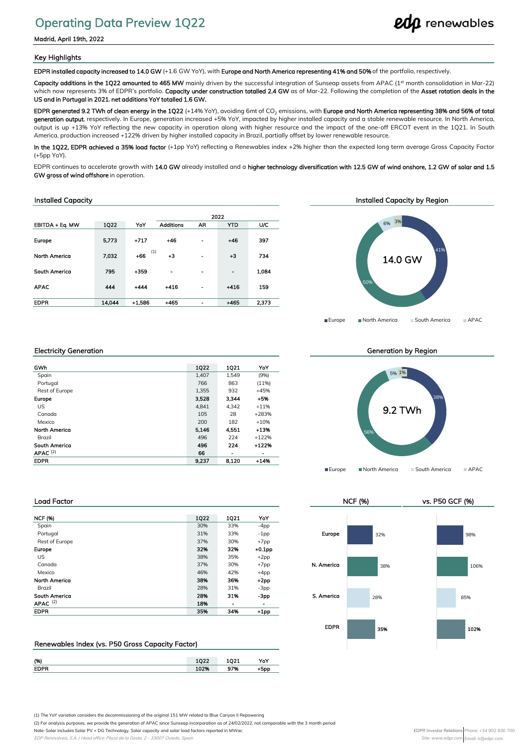# Operating Data Preview 1Q22

Madrid, April 19th, 2022

## Key Highlights

**EDPR installed capacity increased to 14.0 GW** (+1.6 GW YoY), with **Europe and North America representing 41% and 50%** of the portfolio, respectively.

**Capacity additions in the 1Q22 amounted to 465 MW** mainly driven by the successful integration of Sunseap assets from APAC (1st month consolidation in Mar-22) which now represents 3% of EDPR's portfolio. **Capacity under construction totalled 2.4 GW** as of Mar-22. Following the completion of the **Asset rotation deals in the US and in Portugal in 2021, net additions YoY totalled 1.6 GW.**

**EDPR generated 9.2 TWh of clean energy in the 1Q22** (+14% YoY), avoiding 6mt of $CO_2$ emissions, with **Europe and North America representing 38% and 56% of total generation output**, respectively. In Europe, generation increased +5% YoY, impacted by higher installed capacity and a stable renewable resource. In North America, output is up +13% YoY reflecting the new capacity in operation along with higher resource and the impact of the one-off ERCOT event in the 1Q21. In South America, production increased +122% driven by higher installed capacity in Brazil, partially offset by lower renewable resource.

**In the 1Q22, EDPR achieved a 35% load factor** (+1pp YoY) reflecting a Renewables index +2% higher than the expected long term average Gross Capacity Factor (+5pp YoY).

EDPR continues to accelerate growth with **14.0 GW** already installed and a **higher technology diversification with 12.5 GW of wind onshore, 1.2 GW of solar and 1.5 GW gross of wind offshore** in operation.

## Installed Capacity

| EBITDA + Eq. MW | 1Q22 | YoY | 2022 Additions | AR | YTD | U/C |
|---|---|---|---|---|---|---|
| Europe | 5,773 | +717 | +46 | - | +46 | 397 |
| North America | 7,032 | +66 (1) | +3 | - | +3 | 734 |
| South America | 795 | +359 | - | - | - | 1,084 |
| APAC | 444 | +444 | +416 | - | +416 | 159 |
| EDPR | 14,044 | +1,586 | +465 | - | +465 | 2,373 |

### Installed Capacity by Region

14.0 GW — Europe 41%, North America 50%, South America 6%, APAC 3%

## Electricity Generation

| GWh | 1Q22 | 1Q21 | YoY |
|---|---|---|---|
| Spain | 1,407 | 1,549 | (9%) |
| Portugal | 766 | 863 | (11%) |
| Rest of Europe | 1,355 | 932 | +45% |
| **Europe** | **3,528** | **3,344** | **+5%** |
| US | 4,841 | 4,342 | +11% |
| Canada | 105 | 28 | +283% |
| Mexico | 200 | 182 | +10% |
| **North America** | **5,146** | **4,551** | **+13%** |
| Brazil | 496 | 224 | +122% |
| **South America** | **496** | **224** | **+122%** |
| **APAC (2)** | **66** | **-** | **-** |
| **EDPR** | **9,237** | **8,120** | **+14%** |

### Generation by Region

9.2 TWh — Europe 38%, North America 56%, South America 5%, APAC 1%

## Load Factor

| NCF (%) | 1Q22 | 1Q21 | YoY |
|---|---|---|---|
| Spain | 30% | 33% | -4pp |
| Portugal | 31% | 33% | -1pp |
| Rest of Europe | 37% | 30% | +7pp |
| **Europe** | **32%** | **32%** | **+0.1pp** |
| US | 38% | 35% | +2pp |
| Canada | 37% | 30% | +7pp |
| Mexico | 46% | 42% | +4pp |
| **North America** | **38%** | **36%** | **+2pp** |
| Brazil | 28% | 31% | -3pp |
| **South America** | **28%** | **31%** | **-3pp** |
| **APAC (2)** | **18%** | **-** | **-** |
| **EDPR** | **35%** | **34%** | **+1pp** |

| | NCF (%) | vs. P50 GCF (%) |
|---|---|---|
| Europe | 32% | 98% |
| N. America | 38% | 106% |
| S. America | 28% | 85% |
| EDPR | 35% | 102% |

## Renewables Index (vs. P50 Gross Capacity Factor)

| (%) | 1Q22 | 1Q21 | YoY |
|---|---|---|---|
| EDPR | 102% | 97% | +5pp |

(1) The YoY variation considers the decommissioning of the original 151 MW related to Blue Canyon II Repowering

(2) For analysis purposes, we provide the generation of APAC since Sunseap incorporation as of 24/02/2022, not comparable with the 3 month period

Note: Solar includes Solar PV + DG Technology. Solar capacity and solar load factors reported in MWac

*EDP Renováveis, S.A. | Head office: Plaza de la Gesta, 2 - 33007 Oviedo, Spain*

EDPR Investor Relations | Phone: +34 902 830 700
Site: www.edpr.com | Email: ir@edpr.com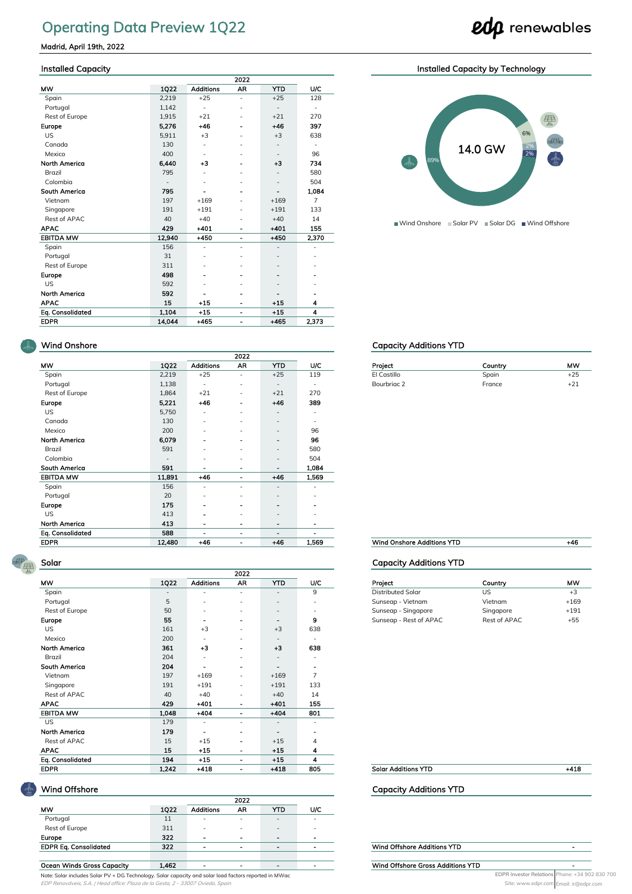# Operating Data Preview 1Q22

edp renewables

Madrid, April 19th, 2022

## Installed Capacity

| | | 2022 | | | |
|---|---|---|---|---|---|
| **MW** | **1Q22** | **Additions** | **AR** | **YTD** | **U/C** |
| Spain | 2,219 | +25 | - | +25 | 128 |
| Portugal | 1,142 | - | - | - | - |
| Rest of Europe | 1,915 | +21 | - | +21 | 270 |
| **Europe** | **5,276** | **+46** | **-** | **+46** | **397** |
| US | 5,911 | +3 | - | +3 | 638 |
| Canada | 130 | - | - | - | - |
| Mexico | 400 | - | - | - | 96 |
| **North America** | **6,440** | **+3** | **-** | **+3** | **734** |
| Brazil | 795 | - | - | - | 580 |
| Colombia | - | - | - | - | 504 |
| **South America** | **795** | **-** | **-** | **-** | **1,084** |
| Vietnam | 197 | +169 | - | +169 | 7 |
| Singapore | 191 | +191 | - | +191 | 133 |
| Rest of APAC | 40 | +40 | - | +40 | 14 |
| **APAC** | **429** | **+401** | **-** | **+401** | **155** |
| **EBITDA MW** | **12,940** | **+450** | **-** | **+450** | **2,370** |
| Spain | 156 | - | - | - | - |
| Portugal | 31 | - | - | - | - |
| Rest of Europe | 311 | - | - | - | - |
| **Europe** | **498** | **-** | **-** | **-** | **-** |
| US | 592 | - | - | - | - |
| **North America** | **592** | **-** | **-** | **-** | **-** |
| **APAC** | **15** | **+15** | **-** | **+15** | **4** |
| **Eq. Consolidated** | **1,104** | **+15** | **-** | **+15** | **4** |
| **EDPR** | **14,044** | **+465** | **-** | **+465** | **2,373** |

## Installed Capacity by Technology

14.0 GW

89%

6%

2%

2%

Wind Onshore | Solar PV | Solar DG | Wind Offshore

## Wind Onshore

| | | 2022 | | | |
|---|---|---|---|---|---|
| **MW** | **1Q22** | **Additions** | **AR** | **YTD** | **U/C** |
| Spain | 2,219 | +25 | - | +25 | 119 |
| Portugal | 1,138 | - | - | - | - |
| Rest of Europe | 1,864 | +21 | - | +21 | 270 |
| **Europe** | **5,221** | **+46** | **-** | **+46** | **389** |
| US | 5,750 | - | - | - | - |
| Canada | 130 | - | - | - | - |
| Mexico | 200 | - | - | - | 96 |
| **North America** | **6,079** | **-** | **-** | **-** | **96** |
| Brazil | 591 | - | - | - | 580 |
| Colombia | - | - | - | - | 504 |
| **South America** | **591** | **-** | **-** | **-** | **1,084** |
| **EBITDA MW** | **11,891** | **+46** | **-** | **+46** | **1,569** |
| Spain | 156 | - | - | - | - |
| Portugal | 20 | - | - | - | - |
| **Europe** | **175** | **-** | **-** | **-** | **-** |
| US | 413 | - | - | - | - |
| **North America** | **413** | **-** | **-** | **-** | **-** |
| **Eq. Consolidated** | **588** | **-** | **-** | **-** | **-** |
| **EDPR** | **12,480** | **+46** | **-** | **+46** | **1,569** |

### Capacity Additions YTD

| Project | Country | MW |
|---|---|---|
| El Castillo | Spain | +25 |
| Bourbriac 2 | France | +21 |
| **Wind Onshore Additions YTD** | | **+46** |

## Solar

| | | 2022 | | | |
|---|---|---|---|---|---|
| **MW** | **1Q22** | **Additions** | **AR** | **YTD** | **U/C** |
| Spain | - | - | - | - | 9 |
| Portugal | 5 | - | - | - | - |
| Rest of Europe | 50 | - | - | - | - |
| **Europe** | **55** | **-** | **-** | **-** | **9** |
| US | 161 | +3 | - | +3 | 638 |
| Mexico | 200 | - | - | - | - |
| **North America** | **361** | **+3** | **-** | **+3** | **638** |
| Brazil | 204 | - | - | - | - |
| **South America** | **204** | **-** | **-** | **-** | **-** |
| Vietnam | 197 | +169 | - | +169 | 7 |
| Singapore | 191 | +191 | - | +191 | 133 |
| Rest of APAC | 40 | +40 | - | +40 | 14 |
| **APAC** | **429** | **+401** | **-** | **+401** | **155** |
| **EBITDA MW** | **1,048** | **+404** | **-** | **+404** | **801** |
| US | 179 | - | - | - | - |
| **North America** | **179** | **-** | **-** | **-** | **-** |
| Rest of APAC | 15 | +15 | - | +15 | 4 |
| **APAC** | **15** | **+15** | **-** | **+15** | **4** |
| **Eq. Consolidated** | **194** | **+15** | **-** | **+15** | **4** |
| **EDPR** | **1,242** | **+418** | **-** | **+418** | **805** |

### Capacity Additions YTD

| Project | Country | MW |
|---|---|---|
| Distributed Solar | US | +3 |
| Sunseap - Vietnam | Vietnam | +169 |
| Sunseap - Singapore | Singapore | +191 |
| Sunseap - Rest of APAC | Rest of APAC | +55 |
| **Solar Additions YTD** | | **+418** |

## Wind Offshore

| | | 2022 | | | |
|---|---|---|---|---|---|
| **MW** | **1Q22** | **Additions** | **AR** | **YTD** | **U/C** |
| Portugal | 11 | - | - | - | - |
| Rest of Europe | 311 | - | - | - | - |
| **Europe** | **322** | **-** | **-** | **-** | **-** |
| **EDPR Eq. Consolidated** | **322** | **-** | **-** | **-** | **-** |
| | | | | | |
| **Ocean Winds Gross Capacity** | **1,462** | **-** | **-** | **-** | **-** |

### Capacity Additions YTD

| | |
|---|---|
| **Wind Offshore Additions YTD** | **-** |
| **Wind Offshore Gross Additions YTD** | **-** |

Note: Solar includes Solar PV + DG Technology. Solar capacity and solar load factors reported in MWac

*EDP Renováveis, S.A. | Head office: Plaza de la Gesta, 2 - 33007 Oviedo, Spain*

EDPR Investor Relations | Phone: +34 902 830 700
Site: www.edpr.com | Email: ir@edpr.com